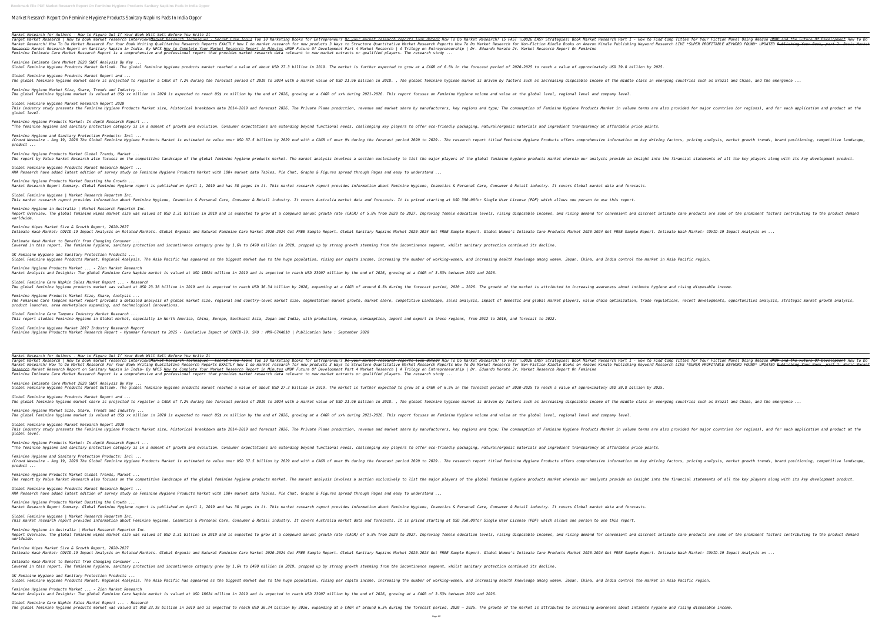# Market Research Report On Feminine Hygiene Products Sanitary Napkins Pads In India Oppor

*Market Research for Authors - How to Figure Out If Your Book Will Sell Before You Write It*

*Target Market Research | How to book market research interviewsMarket Research Techniques - Secret Free Tools Top 10 Marketing Books for Entrepreneurs Do your market research reports look dated? How To Do Market Research! (5 FAST \u0026 EASY Strategies) Book Market Research Part I - How to Find Comp Titles for Your Fiction Novel Using Amazon UNDP and the Future Of Development How to Do Market Research! How To Do Market Research For Your Book Writing Qualitative Research Reports EXACTLY how I do market research for new products 3 Ways to Structure Quantitative Market Research Reports How To Do Market Research for Non-Fiction Kindle Books on Amazon Kindle Publishing Keyword Research LIVE \*SUPER PROFITABLE KEYWORD FOUND\* UPDATED Publishing Your Book, part 2: Basic Market Research Market Research Report on Sanitary Napkin in India- By NPCS How to Complete Your Market Research Report in Minutes UNDP Future Of Development Part 4 Market Research | A Trilogy on Entrepreneurship | Dr. Eduardo Morato Jr. Market Research Report On Feminine*

*Feminine Intimate Care Market Research Report is a comprehensive and professional report that provides market research data relevant to new market entrants or qualified players. The research study ...*

*Feminine Intimate Care Market 2020 SWOT Analysis By Key ...*

*Global Feminine Hygiene Products Market Outlook. The global feminine hygiene products market reached a value of about USD 27.3 billion in 2019. The market is further expected to grow at a CAGR of 6.5% in the forecast period of 2020-2025 to reach a value of approximately USD 39.8 billion by 2025.*

*Global Feminine Hygiene Products Market Report and ...*

*The global feminine hygiene market share is projected to register a CAGR of 7.2% during the forecast period of 2019 to 2024 with a market value of USD 21.96 billion in 2018. , The global feminine hygiene market is driven by factors such as increasing disposable income of the middle class in emerging countries such as Brazil and China, and the emergence ...*

*Feminine Hygiene Market Size, Share, Trends and Industry ...*

*The global Feminine Hygiene market is valued at US$ xx million in 2020 is expected to reach US$ xx million by the end of 2026, growing at a CAGR of xx% during 2021-2026. This report focuses on Feminine Hygiene volume and value at the global level, regional level and company level.*

*Global Feminine Hygiene Market Research Report 2020*

*This industry study presents the Feminine Hygiene Products Market size, historical breakdown data 2014-2019 and forecast 2026. The Private Plane production, revenue and market share by manufacturers, key regions and type; The consumption of Feminine Hygiene Products Market in volume terms are also provided for major countries (or regions), and for each application and product at the global level.*

*Feminine Hygiene Products Market: In-depth Research Report ...*

*"The feminine hygiene and sanitary protection category is in a moment of growth and evolution. Consumer expectations are extending beyond functional needs, challenging key players to offer eco-friendly packaging, natural/organic materials and ingredient transparency at affordable price points.*

*Feminine Hygiene and Sanitary Protection Products: Incl ...*

*iCrowd Newswire - Aug 10, 2020 The Global Feminine Hygiene Products Market is estimated to value over USD 37.5 billion by 2029 end with a CAGR of over 9% during the forecast period 2020 to 2029.. The research report titled Feminine Hygiene Products offers comprehensive information on key driving factors, pricing analysis, market growth trends, brand positioning, competitive landscape, product ...*

*Feminine Hygiene Products Market Global Trends, Market ...*

*The report by Value Market Research also focuses on the competitive landscape of the global feminine hygiene products market. The market analysis involves a section exclusively to list the major players of the global feminine hygiene products market wherein our analysts provide an insight into the financial statements of all the key players along with its key development product.*

*Global Feminine Hygiene Products Market Research Report ...*

*AMA Research have added latest edition of survey study on Feminine Hygiene Products Market with 100+ market data Tables, Pie Chat, Graphs & Figures spread through Pages and easy to understand ...*

*Feminine Hygiene Products Market Boosting the Growth ...*

*Market Research Report Summary. Global Feminine Hygiene report is published on April 1, 2019 and has 38 pages in it. This market research report provides information about Feminine Hygiene, Cosmetics & Personal Care, Consumer & Retail industry. It covers Global market data and forecasts.*

*Global Feminine Hygiene | Market Research Reports® Inc.*

*This market research report provides information about Feminine Hygiene, Cosmetics & Personal Care, Consumer & Retail industry. It covers Australia market data and forecasts. It is priced starting at USD 350.00for Single User License (PDF) which allows one person to use this report.*

*Feminine Hygiene in Australia | Market Research Reports® Inc.*

*Report Overview. The global feminine wipes market size was valued at USD 1.31 billion in 2019 and is expected to grow at a compound annual growth rate (CAGR) of 5.8% from 2020 to 2027. Improving female education levels, rising disposable incomes, and rising demand for convenient and discreet intimate care products are some of the prominent factors contributing to the product demand worldwide.*

*Feminine Wipes Market Size & Growth Report, 2020-2027*

*Intimate Wash Market: COVID-19 Impact Analysis on Related Markets. Global Organic and Natural Feminine Care Market 2020-2024 Get FREE Sample Report. Global Sanitary Napkins Market 2020-2024 Get FREE Sample Report. Global Women's Intimate Care Products Market 2020-2024 Get FREE Sample Report. Intimate Wash Market: COVID-19 Impact Analysis on ...*

*Intimate Wash Market to Benefit from Changing Consumer ...*

*Covered in this report. The feminine hygiene, sanitary protection and incontinence category grew by 1.6% to £498 million in 2019, propped up by strong growth stemming from the incontinence segment, whilst sanitary protection continued its decline.*

*UK Feminine Hygiene and Sanitary Protection Products ...*

*Global Feminine Hygiene Products Market: Regional Analysis. The Asia Pacific has appeared as the biggest market due to the huge population, rising per capita income, increasing the number of working-women, and increasing health knowledge among women. Japan, China, and India control the market in Asia Pacific region.*

*Feminine Hygiene Products Market ... - Zion Market Research*

*Market Analysis and Insights: The global Feminine Care Napkin market is valued at USD 18624 million in 2019 and is expected to reach USD 23907 million by the end of 2026, growing at a CAGR of 3.53% between 2021 and 2026.*

*Global Feminine Care Napkin Sales Market Report ... - Research*

*The global feminine hygiene products market was valued at USD 23.38 billion in 2019 and is expected to reach USD 36.34 billion by 2026, expanding at a CAGR of around 6.5% during the forecast period, 2020 – 2026. The growth of the market is attributed to increasing awareness about intimate hygiene and rising disposable income.*

*Feminine Hygiene Products Market Size, Share, Analysis ...*

*The Feminine Care Tampons market report provides a detailed analysis of global market size, regional and country-level market size, segmentation market growth, market share, competitive Landscape, sales analysis, impact of domestic and global market players, value chain optimization, trade regulations, recent developments, opportunities analysis, strategic market growth analysis, product launches, area marketplace expanding, and technological innovations.*

*Global Feminine Care Tampons Industry Market Research ...*

*This report studies Feminine Hygiene in Global market, especially in North America, China, Europe, Southeast Asia, Japan and India, with production, revenue, consumption, import and export in these regions, from 2012 to 2016, and forecast to 2022.*

*Global Feminine Hygiene Market 2017 Industry Research Report*

*Feminine Hygiene Products Market Research Report - Myanmar Forecast to 2025 - Cumulative Impact of COVID-19. SKU : MRR-67AA010 | Publication Date : September 2020*

*Market Research for Authors - How to Figure Out If Your Book Will Sell Before You Write It*

*Target Market Research | How to book market research interviewsMarket Research Techniques - Secret Free Tools Top 10 Marketing Books for Entrepreneurs Do your market research reports look dated? How To Do Market Research! (5 FAST \u0026 EASY Strategies) Book Market Research Part I - How to Find Comp Titles for Your Fiction Novel Using Amazon UNDP and the Future Of Development How to Do Market Research! How To Do Market Research For Your Book Writing Qualitative Research Reports EXACTLY how I do market research for new products 3 Ways to Structure Quantitative Market Research Reports How To Do Market Research for Non-Fiction Kindle Books on Amazon Kindle Publishing Keyword Research LIVE \*SUPER PROFITABLE KEYWORD FOUND\* UPDATED Publishing Your Book, part 2: Basic Market Research Market Research Report on Sanitary Napkin in India- By NPCS How to Complete Your Market Research Report in Minutes UNDP Future Of Development Part 4 Market Research | A Trilogy on Entrepreneurship | Dr. Eduardo Morato Jr. Market Research Report On Feminine*

*Feminine Intimate Care Market Research Report is a comprehensive and professional report that provides market research data relevant to new market entrants or qualified players. The research study ...*

*Feminine Intimate Care Market 2020 SWOT Analysis By Key ...*

*Global Feminine Hygiene Products Market Outlook. The global feminine hygiene products market reached a value of about USD 27.3 billion in 2019. The market is further expected to grow at a CAGR of 6.5% in the forecast period of 2020-2025 to reach a value of approximately USD 39.8 billion by 2025.*

*Global Feminine Hygiene Products Market Report and ...*

*The global feminine hygiene market share is projected to register a CAGR of 7.2% during the forecast period of 2019 to 2024 with a market value of USD 21.96 billion in 2018. , The global feminine hygiene market is driven by factors such as increasing disposable income of the middle class in emerging countries such as Brazil and China, and the emergence ...*

*Feminine Hygiene Market Size, Share, Trends and Industry ...*

*The global Feminine Hygiene market is valued at US$ xx million in 2020 is expected to reach US$ xx million by the end of 2026, growing at a CAGR of xx% during 2021-2026. This report focuses on Feminine Hygiene volume and value at the global level, regional level and company level.*

*Global Feminine Hygiene Market Research Report 2020*

*This industry study presents the Feminine Hygiene Products Market size, historical breakdown data 2014-2019 and forecast 2026. The Private Plane production, revenue and market share by manufacturers, key regions and type; The consumption of Feminine Hygiene Products Market in volume terms are also provided for major countries (or regions), and for each application and product at the global level.*

*Feminine Hygiene Products Market: In-depth Research Report ...*

*"The feminine hygiene and sanitary protection category is in a moment of growth and evolution. Consumer expectations are extending beyond functional needs, challenging key players to offer eco-friendly packaging, natural/organic materials and ingredient transparency at affordable price points.*

*Feminine Hygiene and Sanitary Protection Products: Incl ...*

*iCrowd Newswire - Aug 10, 2020 The Global Feminine Hygiene Products Market is estimated to value over USD 37.5 billion by 2029 end with a CAGR of over 9% during the forecast period 2020 to 2029.. The research report titled Feminine Hygiene Products offers comprehensive information on key driving factors, pricing analysis, market growth trends, brand positioning, competitive landscape, product ...*

*Feminine Hygiene Products Market Global Trends, Market ...*

*The report by Value Market Research also focuses on the competitive landscape of the global feminine hygiene products market. The market analysis involves a section exclusively to list the major players of the global feminine hygiene products market wherein our analysts provide an insight into the financial statements of all the key players along with its key development product.*

*Global Feminine Hygiene Products Market Research Report ...*

*AMA Research have added latest edition of survey study on Feminine Hygiene Products Market with 100+ market data Tables, Pie Chat, Graphs & Figures spread through Pages and easy to understand ...*

*Feminine Hygiene Products Market Boosting the Growth ...*

*Market Research Report Summary. Global Feminine Hygiene report is published on April 1, 2019 and has 38 pages in it. This market research report provides information about Feminine Hygiene, Cosmetics & Personal Care, Consumer & Retail industry. It covers Global market data and forecasts.*

*Global Feminine Hygiene | Market Research Reports® Inc.*

*This market research report provides information about Feminine Hygiene, Cosmetics & Personal Care, Consumer & Retail industry. It covers Australia market data and forecasts. It is priced starting at USD 350.00for Single User License (PDF) which allows one person to use this report.*

*Feminine Hygiene in Australia | Market Research Reports® Inc.*

*Report Overview. The global feminine wipes market size was valued at USD 1.31 billion in 2019 and is expected to grow at a compound annual growth rate (CAGR) of 5.8% from 2020 to 2027. Improving female education levels, rising disposable incomes, and rising demand for convenient and discreet intimate care products are some of the prominent factors contributing to the product demand worldwide.*

*Feminine Wipes Market Size & Growth Report, 2020-2027*

*Intimate Wash Market: COVID-19 Impact Analysis on Related Markets. Global Organic and Natural Feminine Care Market 2020-2024 Get FREE Sample Report. Global Sanitary Napkins Market 2020-2024 Get FREE Sample Report. Global Women's Intimate Care Products Market 2020-2024 Get FREE Sample Report. Intimate Wash Market: COVID-19 Impact Analysis on ...*

*Intimate Wash Market to Benefit from Changing Consumer ...*

*Covered in this report. The feminine hygiene, sanitary protection and incontinence category grew by 1.6% to £498 million in 2019, propped up by strong growth stemming from the incontinence segment, whilst sanitary protection continued its decline.*

*UK Feminine Hygiene and Sanitary Protection Products ...*

*Global Feminine Hygiene Products Market: Regional Analysis. The Asia Pacific has appeared as the biggest market due to the huge population, rising per capita income, increasing the number of working-women, and increasing health knowledge among women. Japan, China, and India control the market in Asia Pacific region.*

*Feminine Hygiene Products Market ... - Zion Market Research*

*Market Analysis and Insights: The global Feminine Care Napkin market is valued at USD 18624 million in 2019 and is expected to reach USD 23907 million by the end of 2026, growing at a CAGR of 3.53% between 2021 and 2026.*

*Global Feminine Care Napkin Sales Market Report ... - Research*

*The global feminine hygiene products market was valued at USD 23.38 billion in 2019 and is expected to reach USD 36.34 billion by 2026, expanding at a CAGR of around 6.5% during the forecast period, 2020 – 2026. The growth of the market is attributed to increasing awareness about intimate hygiene and rising disposable income.*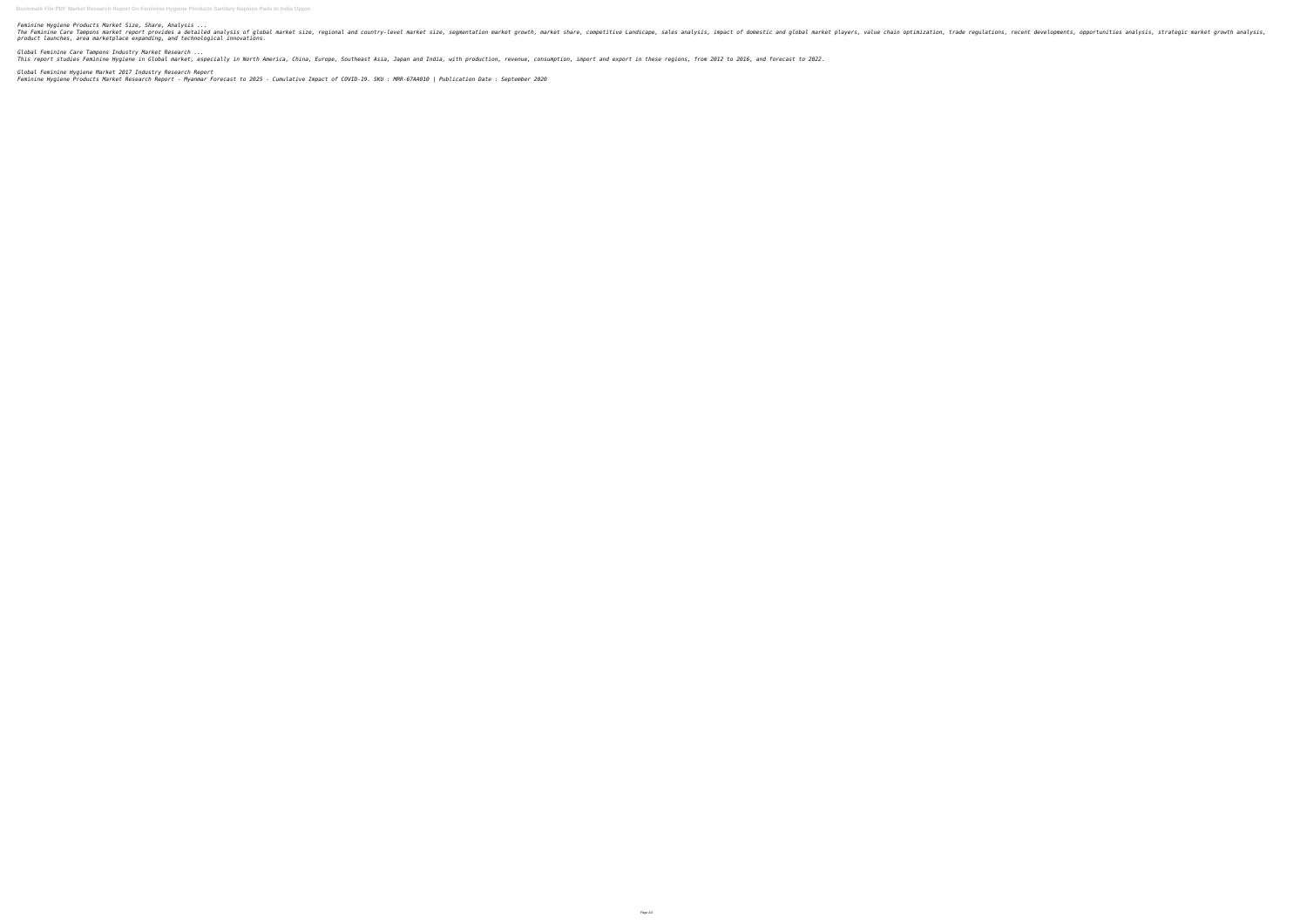*Feminine Hygiene Products Market Size, Share, Analysis ...*
*The Feminine Care Tampons market report provides a detailed analysis of global market size, regional and country-level market size, segmentation market growth, market share, competitive Landscape, sales analysis, impact of domestic and global market players, value chain optimization, trade regulations, recent developments, opportunities analysis, strategic market growth analysis, product launches, area marketplace expanding, and technological innovations.*

*Global Feminine Care Tampons Industry Market Research ...*
*This report studies Feminine Hygiene in Global market, especially in North America, China, Europe, Southeast Asia, Japan and India, with production, revenue, consumption, import and export in these regions, from 2012 to 2016, and forecast to 2022.*

*Global Feminine Hygiene Market 2017 Industry Research Report*
*Feminine Hygiene Products Market Research Report - Myanmar Forecast to 2025 - Cumulative Impact of COVID-19. SKU : MRR-67AA010 | Publication Date : September 2020*